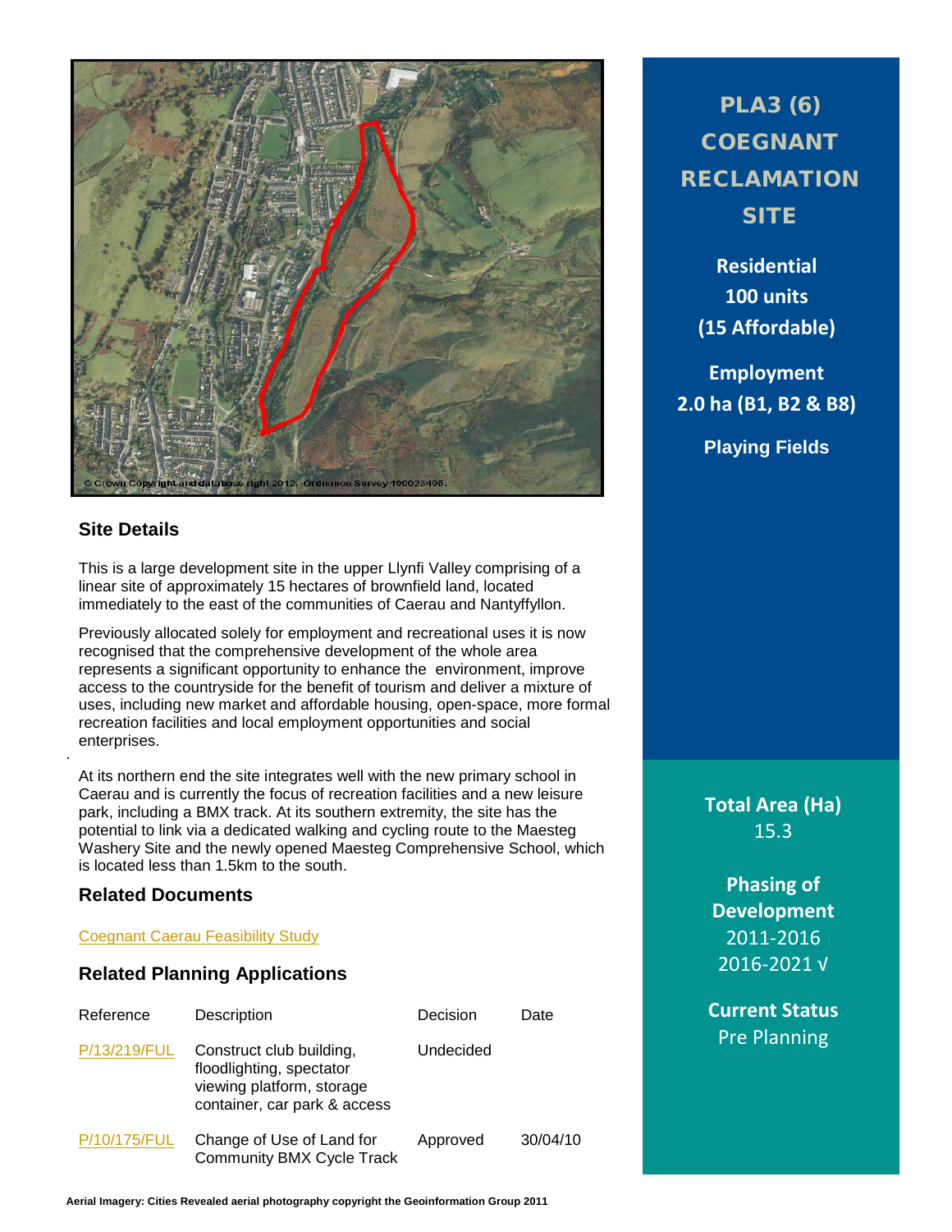# PLA3 (6) COEGNANT RECLAMATION SITE

**Residential**
**100 units**
**(15 Affordable)**

**Employment**
**2.0 ha (B1, B2 & B8)**

**Playing Fields**

**Total Area (Ha)**
15.3

**Phasing of Development**
2011-2016
2016-2021 √

**Current Status**
Pre Planning

© Crown Copyright and database right 2012. Ordnance Survey 100023405.

## Site Details

This is a large development site in the upper Llynfi Valley comprising of a linear site of approximately 15 hectares of brownfield land, located immediately to the east of the communities of Caerau and Nantyffyllon.

Previously allocated solely for employment and recreational uses it is now recognised that the comprehensive development of the whole area represents a significant opportunity to enhance the environment, improve access to the countryside for the benefit of tourism and deliver a mixture of uses, including new market and affordable housing, open-space, more formal recreation facilities and local employment opportunities and social enterprises.

At its northern end the site integrates well with the new primary school in Caerau and is currently the focus of recreation facilities and a new leisure park, including a BMX track. At its southern extremity, the site has the potential to link via a dedicated walking and cycling route to the Maesteg Washery Site and the newly opened Maesteg Comprehensive School, which is located less than 1.5km to the south.

## Related Documents

Coegnant Caerau Feasibility Study

## Related Planning Applications

| Reference | Description | Decision | Date |
|---|---|---|---|
| P/13/219/FUL | Construct club building, floodlighting, spectator viewing platform, storage container, car park & access | Undecided | |
| P/10/175/FUL | Change of Use of Land for Community BMX Cycle Track | Approved | 30/04/10 |

**Aerial Imagery: Cities Revealed aerial photography copyright the Geoinformation Group 2011**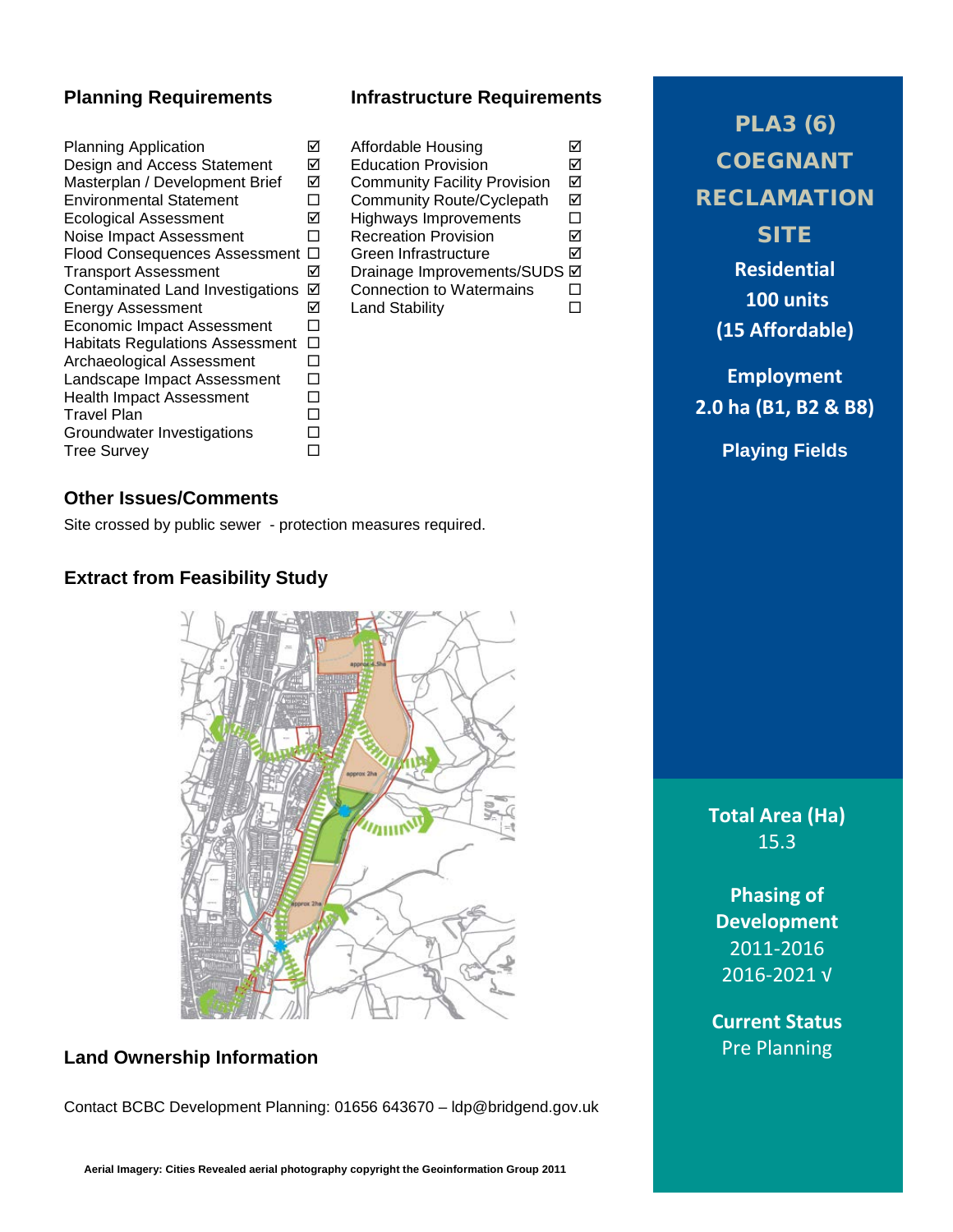## Planning Requirements

| | |
|---|---|
| Planning Application | ☑ |
| Design and Access Statement | ☑ |
| Masterplan / Development Brief | ☑ |
| Environmental Statement | ☐ |
| Ecological Assessment | ☑ |
| Noise Impact Assessment | ☐ |
| Flood Consequences Assessment | ☐ |
| Transport Assessment | ☑ |
| Contaminated Land Investigations | ☑ |
| Energy Assessment | ☑ |
| Economic Impact Assessment | ☐ |
| Habitats Regulations Assessment | ☐ |
| Archaeological Assessment | ☐ |
| Landscape Impact Assessment | ☐ |
| Health Impact Assessment | ☐ |
| Travel Plan | ☐ |
| Groundwater Investigations | ☐ |
| Tree Survey | ☐ |

## Infrastructure Requirements

| | |
|---|---|
| Affordable Housing | ☑ |
| Education Provision | ☑ |
| Community Facility Provision | ☑ |
| Community Route/Cyclepath | ☑ |
| Highways Improvements | ☐ |
| Recreation Provision | ☑ |
| Green Infrastructure | ☑ |
| Drainage Improvements/SUDS | ☑ |
| Connection to Watermains | ☐ |
| Land Stability | ☐ |

## Other Issues/Comments

Site crossed by public sewer - protection measures required.

## Extract from Feasibility Study

approx 4.5ha

approx 2ha

approx 2ha

## Land Ownership Information

Contact BCBC Development Planning: 01656 643670 – ldp@bridgend.gov.uk

**Aerial Imagery: Cities Revealed aerial photography copyright the Geoinformation Group 2011**

# PLA3 (6) COEGNANT RECLAMATION SITE

**Residential**
**100 units**
**(15 Affordable)**

**Employment**
**2.0 ha (B1, B2 & B8)**

**Playing Fields**

**Total Area (Ha)**
15.3

**Phasing of Development**
2011-2016
2016-2021 √

**Current Status**
Pre Planning